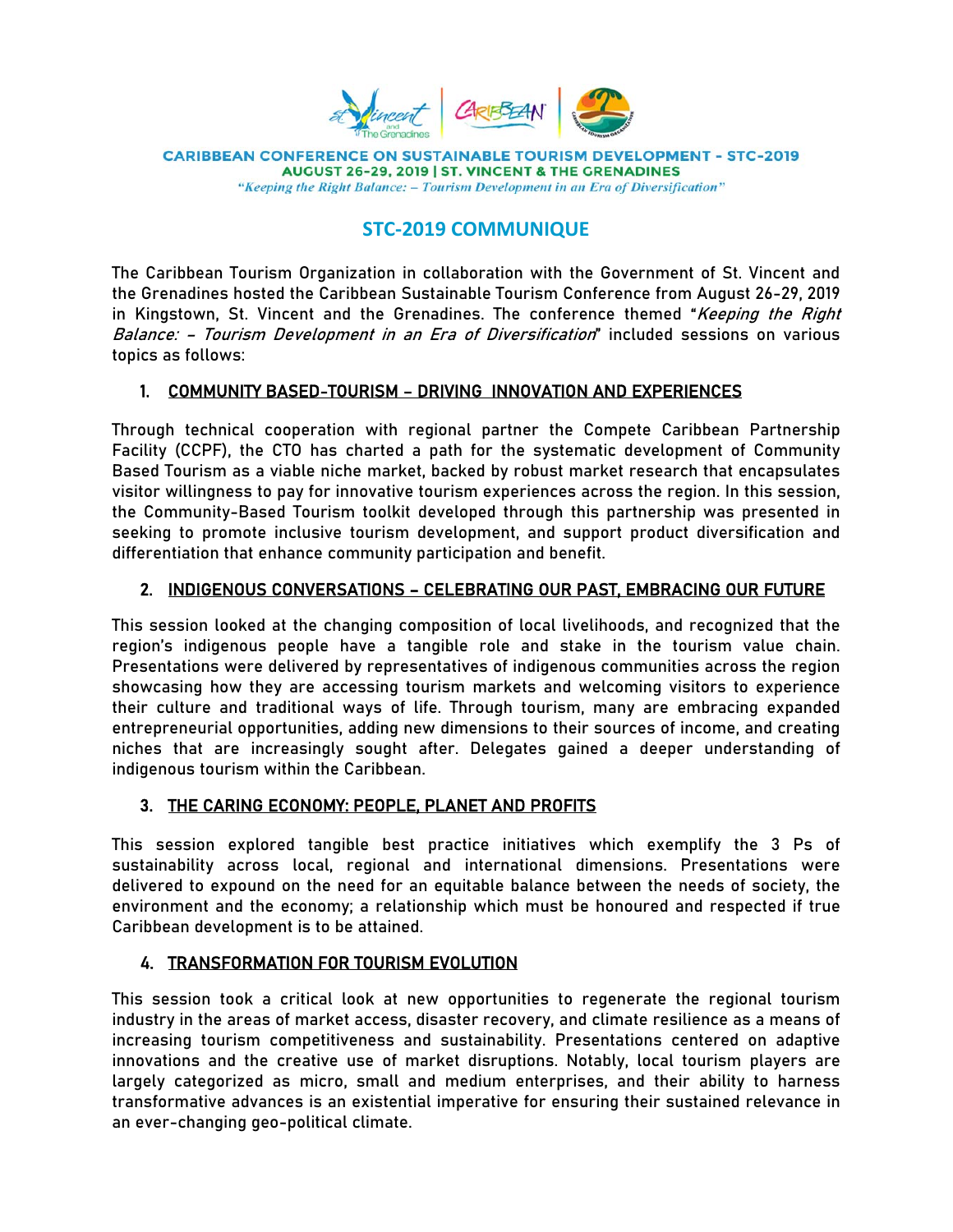**CARIBBEAN CONFERENCE ON SUSTAINABLE TOURISM DEVELOPMENT - STC-2019**
**AUGUST 26-29, 2019 | ST. VINCENT & THE GRENADINES**
*"Keeping the Right Balance: – Tourism Development in an Era of Diversification"*

# STC-2019 COMMUNIQUE

The Caribbean Tourism Organization in collaboration with the Government of St. Vincent and the Grenadines hosted the Caribbean Sustainable Tourism Conference from August 26-29, 2019 in Kingstown, St. Vincent and the Grenadines. The conference themed "*Keeping the Right Balance: – Tourism Development in an Era of Diversification*" included sessions on various topics as follows:

## 1. COMMUNITY BASED-TOURISM – DRIVING INNOVATION AND EXPERIENCES

Through technical cooperation with regional partner the Compete Caribbean Partnership Facility (CCPF), the CTO has charted a path for the systematic development of Community Based Tourism as a viable niche market, backed by robust market research that encapsulates visitor willingness to pay for innovative tourism experiences across the region. In this session, the Community-Based Tourism toolkit developed through this partnership was presented in seeking to promote inclusive tourism development, and support product diversification and differentiation that enhance community participation and benefit.

## 2. INDIGENOUS CONVERSATIONS – CELEBRATING OUR PAST, EMBRACING OUR FUTURE

This session looked at the changing composition of local livelihoods, and recognized that the region's indigenous people have a tangible role and stake in the tourism value chain. Presentations were delivered by representatives of indigenous communities across the region showcasing how they are accessing tourism markets and welcoming visitors to experience their culture and traditional ways of life. Through tourism, many are embracing expanded entrepreneurial opportunities, adding new dimensions to their sources of income, and creating niches that are increasingly sought after. Delegates gained a deeper understanding of indigenous tourism within the Caribbean.

## 3. THE CARING ECONOMY: PEOPLE, PLANET AND PROFITS

This session explored tangible best practice initiatives which exemplify the 3 Ps of sustainability across local, regional and international dimensions. Presentations were delivered to expound on the need for an equitable balance between the needs of society, the environment and the economy; a relationship which must be honoured and respected if true Caribbean development is to be attained.

## 4. TRANSFORMATION FOR TOURISM EVOLUTION

This session took a critical look at new opportunities to regenerate the regional tourism industry in the areas of market access, disaster recovery, and climate resilience as a means of increasing tourism competitiveness and sustainability. Presentations centered on adaptive innovations and the creative use of market disruptions. Notably, local tourism players are largely categorized as micro, small and medium enterprises, and their ability to harness transformative advances is an existential imperative for ensuring their sustained relevance in an ever-changing geo-political climate.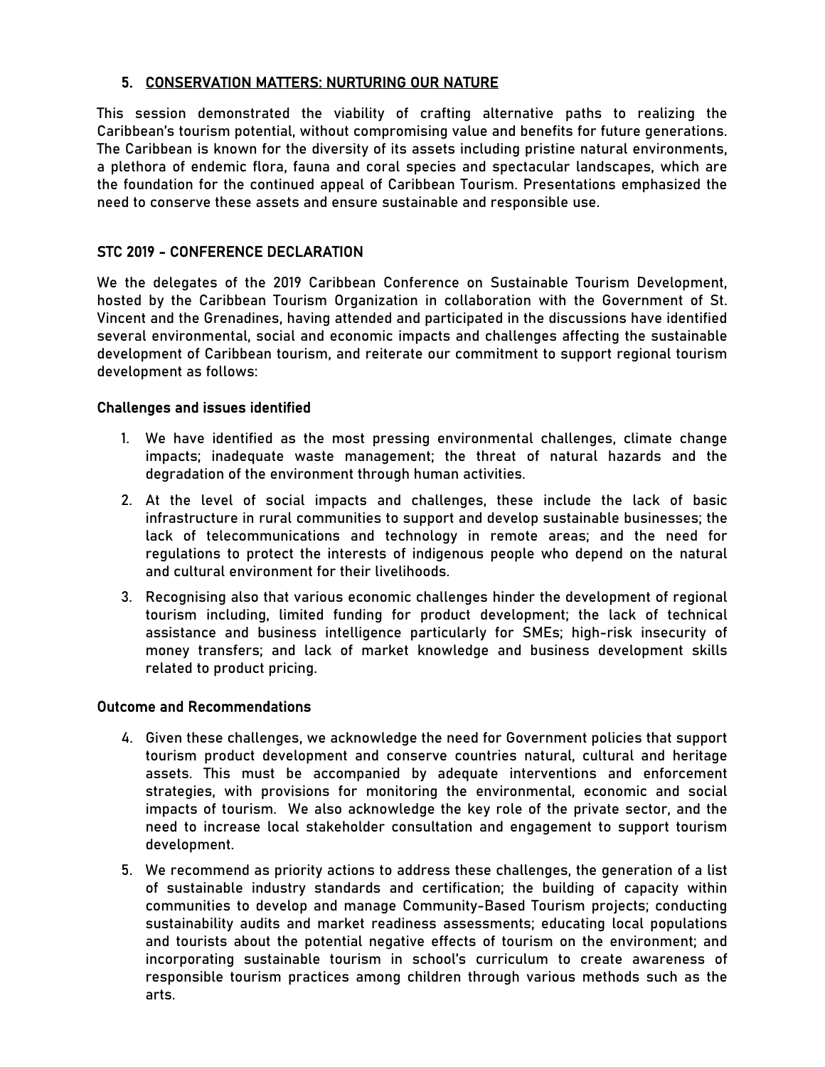## 5. CONSERVATION MATTERS: NURTURING OUR NATURE

This session demonstrated the viability of crafting alternative paths to realizing the Caribbean's tourism potential, without compromising value and benefits for future generations. The Caribbean is known for the diversity of its assets including pristine natural environments, a plethora of endemic flora, fauna and coral species and spectacular landscapes, which are the foundation for the continued appeal of Caribbean Tourism. Presentations emphasized the need to conserve these assets and ensure sustainable and responsible use.

## STC 2019 - CONFERENCE DECLARATION

We the delegates of the 2019 Caribbean Conference on Sustainable Tourism Development, hosted by the Caribbean Tourism Organization in collaboration with the Government of St. Vincent and the Grenadines, having attended and participated in the discussions have identified several environmental, social and economic impacts and challenges affecting the sustainable development of Caribbean tourism, and reiterate our commitment to support regional tourism development as follows:

### Challenges and issues identified

1. We have identified as the most pressing environmental challenges, climate change impacts; inadequate waste management; the threat of natural hazards and the degradation of the environment through human activities.
2. At the level of social impacts and challenges, these include the lack of basic infrastructure in rural communities to support and develop sustainable businesses; the lack of telecommunications and technology in remote areas; and the need for regulations to protect the interests of indigenous people who depend on the natural and cultural environment for their livelihoods.
3. Recognising also that various economic challenges hinder the development of regional tourism including, limited funding for product development; the lack of technical assistance and business intelligence particularly for SMEs; high-risk insecurity of money transfers; and lack of market knowledge and business development skills related to product pricing.

### Outcome and Recommendations

4. Given these challenges, we acknowledge the need for Government policies that support tourism product development and conserve countries natural, cultural and heritage assets. This must be accompanied by adequate interventions and enforcement strategies, with provisions for monitoring the environmental, economic and social impacts of tourism. We also acknowledge the key role of the private sector, and the need to increase local stakeholder consultation and engagement to support tourism development.
5. We recommend as priority actions to address these challenges, the generation of a list of sustainable industry standards and certification; the building of capacity within communities to develop and manage Community-Based Tourism projects; conducting sustainability audits and market readiness assessments; educating local populations and tourists about the potential negative effects of tourism on the environment; and incorporating sustainable tourism in school's curriculum to create awareness of responsible tourism practices among children through various methods such as the arts.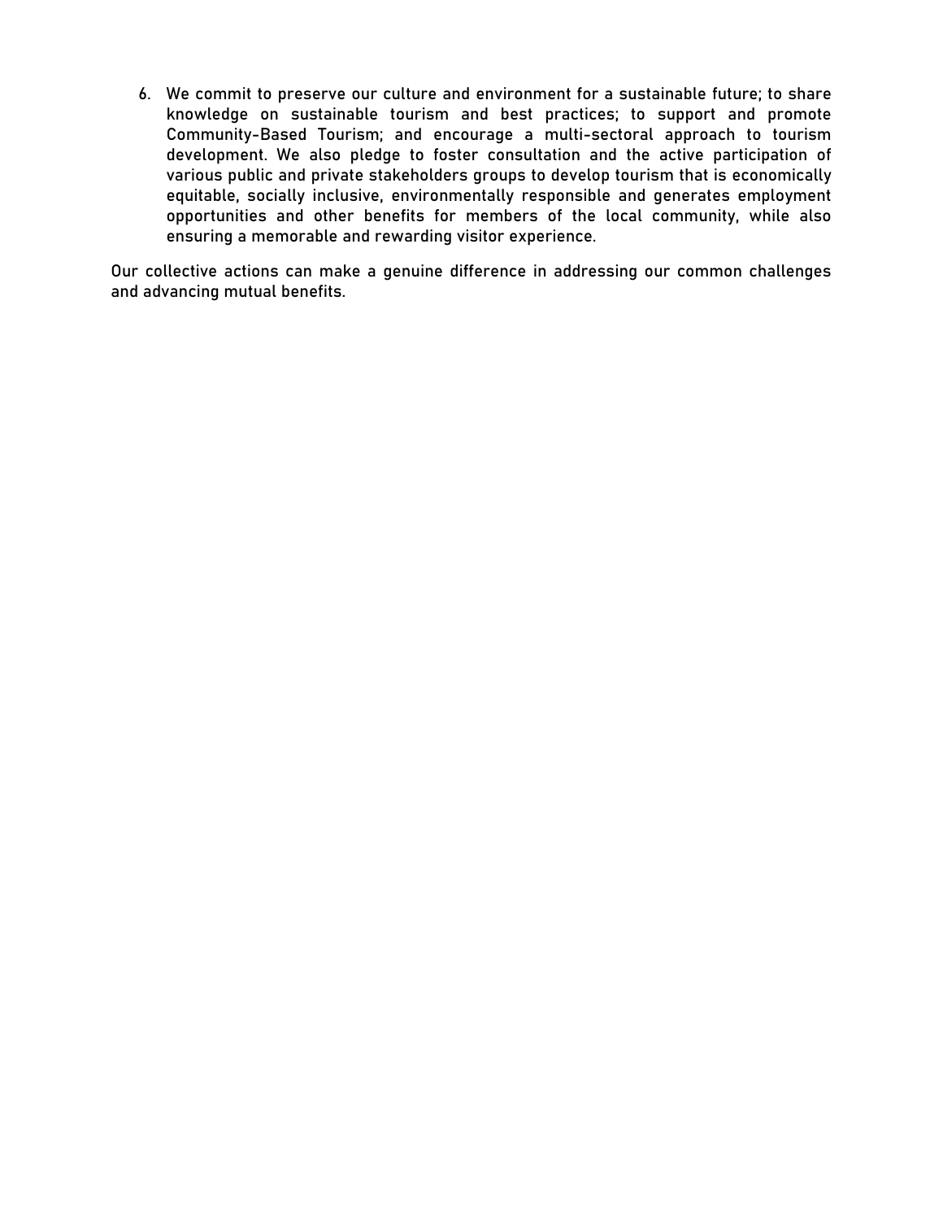6. We commit to preserve our culture and environment for a sustainable future; to share knowledge on sustainable tourism and best practices; to support and promote Community-Based Tourism; and encourage a multi-sectoral approach to tourism development. We also pledge to foster consultation and the active participation of various public and private stakeholders groups to develop tourism that is economically equitable, socially inclusive, environmentally responsible and generates employment opportunities and other benefits for members of the local community, while also ensuring a memorable and rewarding visitor experience.

Our collective actions can make a genuine difference in addressing our common challenges and advancing mutual benefits.